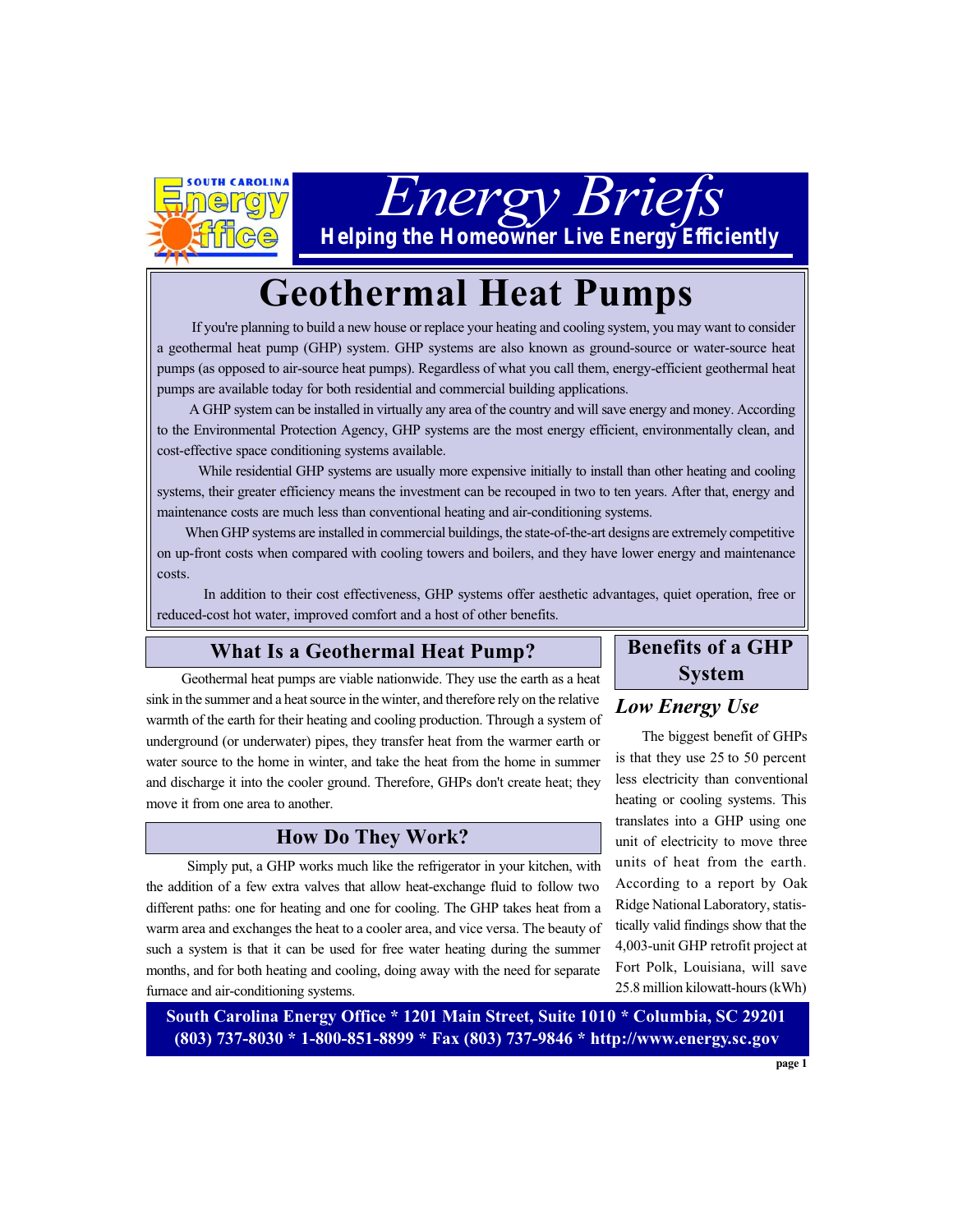# Energy Briefs

**Helping the Homeowner Live Energy Efficiently**

# Geothermal Heat Pumps

If you're planning to build a new house or replace your heating and cooling system, you may want to consider a geothermal heat pump (GHP) system. GHP systems are also known as ground-source or water-source heat pumps (as opposed to air-source heat pumps). Regardless of what you call them, energy-efficient geothermal heat pumps are available today for both residential and commercial building applications.

A GHP system can be installed in virtually any area of the country and will save energy and money. According to the Environmental Protection Agency, GHP systems are the most energy efficient, environmentally clean, and cost-effective space conditioning systems available.

While residential GHP systems are usually more expensive initially to install than other heating and cooling systems, their greater efficiency means the investment can be recouped in two to ten years. After that, energy and maintenance costs are much less than conventional heating and air-conditioning systems.

When GHP systems are installed in commercial buildings, the state-of-the-art designs are extremely competitive on up-front costs when compared with cooling towers and boilers, and they have lower energy and maintenance costs.

In addition to their cost effectiveness, GHP systems offer aesthetic advantages, quiet operation, free or reduced-cost hot water, improved comfort and a host of other benefits.

## What Is a Geothermal Heat Pump?

Geothermal heat pumps are viable nationwide. They use the earth as a heat sink in the summer and a heat source in the winter, and therefore rely on the relative warmth of the earth for their heating and cooling production. Through a system of underground (or underwater) pipes, they transfer heat from the warmer earth or water source to the home in winter, and take the heat from the home in summer and discharge it into the cooler ground. Therefore, GHPs don't create heat; they move it from one area to another.

## How Do They Work?

Simply put, a GHP works much like the refrigerator in your kitchen, with the addition of a few extra valves that allow heat-exchange fluid to follow two different paths: one for heating and one for cooling. The GHP takes heat from a warm area and exchanges the heat to a cooler area, and vice versa. The beauty of such a system is that it can be used for free water heating during the summer months, and for both heating and cooling, doing away with the need for separate furnace and air-conditioning systems.

## Benefits of a GHP System

### *Low Energy Use*

The biggest benefit of GHPs is that they use 25 to 50 percent less electricity than conventional heating or cooling systems. This translates into a GHP using one unit of electricity to move three units of heat from the earth. According to a report by Oak Ridge National Laboratory, statistically valid findings show that the 4,003-unit GHP retrofit project at Fort Polk, Louisiana, will save 25.8 million kilowatt-hours (kWh)

**South Carolina Energy Office * 1201 Main Street, Suite 1010 * Columbia, SC 29201**
**(803) 737-8030 * 1-800-851-8899 * Fax (803) 737-9846 * http://www.energy.sc.gov**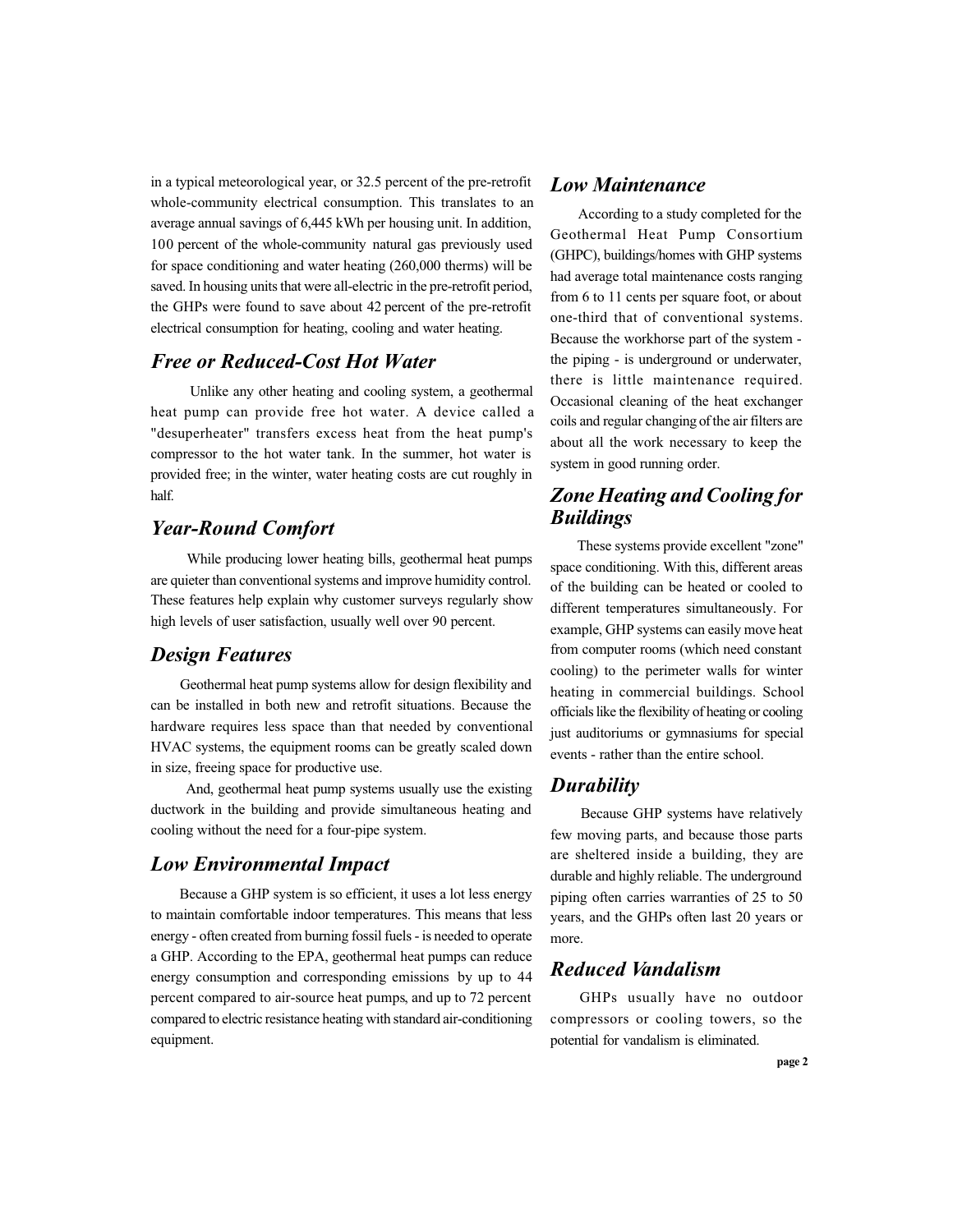in a typical meteorological year, or 32.5 percent of the pre-retrofit whole-community electrical consumption. This translates to an average annual savings of 6,445 kWh per housing unit. In addition, 100 percent of the whole-community natural gas previously used for space conditioning and water heating (260,000 therms) will be saved. In housing units that were all-electric in the pre-retrofit period, the GHPs were found to save about 42 percent of the pre-retrofit electrical consumption for heating, cooling and water heating.

## *Free or Reduced-Cost Hot Water*

Unlike any other heating and cooling system, a geothermal heat pump can provide free hot water. A device called a "desuperheater" transfers excess heat from the heat pump's compressor to the hot water tank. In the summer, hot water is provided free; in the winter, water heating costs are cut roughly in half.

## *Year-Round Comfort*

While producing lower heating bills, geothermal heat pumps are quieter than conventional systems and improve humidity control. These features help explain why customer surveys regularly show high levels of user satisfaction, usually well over 90 percent.

## *Design Features*

Geothermal heat pump systems allow for design flexibility and can be installed in both new and retrofit situations. Because the hardware requires less space than that needed by conventional HVAC systems, the equipment rooms can be greatly scaled down in size, freeing space for productive use.

And, geothermal heat pump systems usually use the existing ductwork in the building and provide simultaneous heating and cooling without the need for a four-pipe system.

## *Low Environmental Impact*

Because a GHP system is so efficient, it uses a lot less energy to maintain comfortable indoor temperatures. This means that less energy - often created from burning fossil fuels - is needed to operate a GHP. According to the EPA, geothermal heat pumps can reduce energy consumption and corresponding emissions by up to 44 percent compared to air-source heat pumps, and up to 72 percent compared to electric resistance heating with standard air-conditioning equipment.

## *Low Maintenance*

According to a study completed for the Geothermal Heat Pump Consortium (GHPC), buildings/homes with GHP systems had average total maintenance costs ranging from 6 to 11 cents per square foot, or about one-third that of conventional systems. Because the workhorse part of the system - the piping - is underground or underwater, there is little maintenance required. Occasional cleaning of the heat exchanger coils and regular changing of the air filters are about all the work necessary to keep the system in good running order.

## *Zone Heating and Cooling for Buildings*

These systems provide excellent "zone" space conditioning. With this, different areas of the building can be heated or cooled to different temperatures simultaneously. For example, GHP systems can easily move heat from computer rooms (which need constant cooling) to the perimeter walls for winter heating in commercial buildings. School officials like the flexibility of heating or cooling just auditoriums or gymnasiums for special events - rather than the entire school.

## *Durability*

Because GHP systems have relatively few moving parts, and because those parts are sheltered inside a building, they are durable and highly reliable. The underground piping often carries warranties of 25 to 50 years, and the GHPs often last 20 years or more.

## *Reduced Vandalism*

GHPs usually have no outdoor compressors or cooling towers, so the potential for vandalism is eliminated.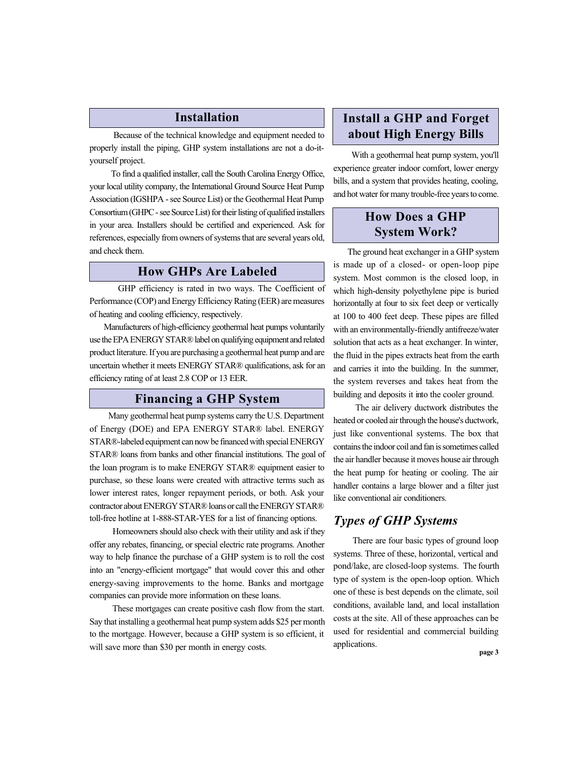## Installation

Because of the technical knowledge and equipment needed to properly install the piping, GHP system installations are not a do-it-yourself project.

To find a qualified installer, call the South Carolina Energy Office, your local utility company, the International Ground Source Heat Pump Association (IGSHPA - see Source List) or the Geothermal Heat Pump Consortium (GHPC - see Source List) for their listing of qualified installers in your area. Installers should be certified and experienced. Ask for references, especially from owners of systems that are several years old, and check them.

## How GHPs Are Labeled

GHP efficiency is rated in two ways. The Coefficient of Performance (COP) and Energy Efficiency Rating (EER) are measures of heating and cooling efficiency, respectively.

Manufacturers of high-efficiency geothermal heat pumps voluntarily use the EPA ENERGY STAR® label on qualifying equipment and related product literature. If you are purchasing a geothermal heat pump and are uncertain whether it meets ENERGY STAR® qualifications, ask for an efficiency rating of at least 2.8 COP or 13 EER.

## Financing a GHP System

Many geothermal heat pump systems carry the U.S. Department of Energy (DOE) and EPA ENERGY STAR® label. ENERGY STAR®-labeled equipment can now be financed with special ENERGY STAR® loans from banks and other financial institutions. The goal of the loan program is to make ENERGY STAR® equipment easier to purchase, so these loans were created with attractive terms such as lower interest rates, longer repayment periods, or both. Ask your contractor about ENERGY STAR® loans or call the ENERGY STAR® toll-free hotline at 1-888-STAR-YES for a list of financing options.

Homeowners should also check with their utility and ask if they offer any rebates, financing, or special electric rate programs. Another way to help finance the purchase of a GHP system is to roll the cost into an "energy-efficient mortgage" that would cover this and other energy-saving improvements to the home. Banks and mortgage companies can provide more information on these loans.

These mortgages can create positive cash flow from the start. Say that installing a geothermal heat pump system adds $25 per month to the mortgage. However, because a GHP system is so efficient, it will save more than $30 per month in energy costs.

## Install a GHP and Forget about High Energy Bills

With a geothermal heat pump system, you'll experience greater indoor comfort, lower energy bills, and a system that provides heating, cooling, and hot water for many trouble-free years to come.

## How Does a GHP System Work?

The ground heat exchanger in a GHP system is made up of a closed- or open-loop pipe system. Most common is the closed loop, in which high-density polyethylene pipe is buried horizontally at four to six feet deep or vertically at 100 to 400 feet deep. These pipes are filled with an environmentally-friendly antifreeze/water solution that acts as a heat exchanger. In winter, the fluid in the pipes extracts heat from the earth and carries it into the building. In the summer, the system reverses and takes heat from the building and deposits it into the cooler ground.

The air delivery ductwork distributes the heated or cooled air through the house's ductwork, just like conventional systems. The box that contains the indoor coil and fan is sometimes called the air handler because it moves house air through the heat pump for heating or cooling. The air handler contains a large blower and a filter just like conventional air conditioners.

### *Types of GHP Systems*

There are four basic types of ground loop systems. Three of these, horizontal, vertical and pond/lake, are closed-loop systems. The fourth type of system is the open-loop option. Which one of these is best depends on the climate, soil conditions, available land, and local installation costs at the site. All of these approaches can be used for residential and commercial building applications.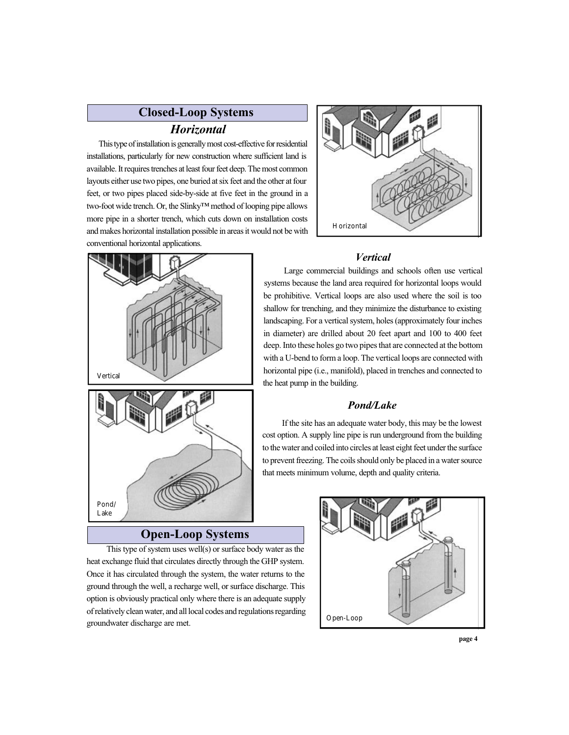## Closed-Loop Systems

### *Horizontal*

This type of installation is generally most cost-effective for residential installations, particularly for new construction where sufficient land is available. It requires trenches at least four feet deep. The most common layouts either use two pipes, one buried at six feet and the other at four feet, or two pipes placed side-by-side at five feet in the ground in a two-foot wide trench. Or, the Slinky™ method of looping pipe allows more pipe in a shorter trench, which cuts down on installation costs and makes horizontal installation possible in areas it would not be with conventional horizontal applications.

Horizontal

### *Vertical*

Large commercial buildings and schools often use vertical systems because the land area required for horizontal loops would be prohibitive. Vertical loops are also used where the soil is too shallow for trenching, and they minimize the disturbance to existing landscaping. For a vertical system, holes (approximately four inches in diameter) are drilled about 20 feet apart and 100 to 400 feet deep. Into these holes go two pipes that are connected at the bottom with a U-bend to form a loop. The vertical loops are connected with horizontal pipe (i.e., manifold), placed in trenches and connected to the heat pump in the building.

Vertical

### *Pond/Lake*

If the site has an adequate water body, this may be the lowest cost option. A supply line pipe is run underground from the building to the water and coiled into circles at least eight feet under the surface to prevent freezing. The coils should only be placed in a water source that meets minimum volume, depth and quality criteria.

Pond/Lake

## Open-Loop Systems

This type of system uses well(s) or surface body water as the heat exchange fluid that circulates directly through the GHP system. Once it has circulated through the system, the water returns to the ground through the well, a recharge well, or surface discharge. This option is obviously practical only where there is an adequate supply of relatively clean water, and all local codes and regulations regarding groundwater discharge are met.

Open-Loop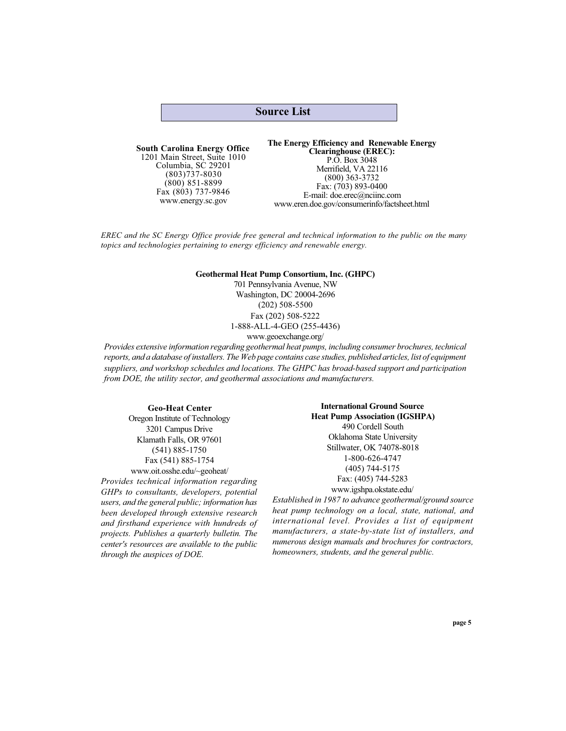## Source List

**South Carolina Energy Office**
1201 Main Street, Suite 1010
Columbia, SC 29201
(803)737-8030
(800) 851-8899
Fax (803) 737-9846
www.energy.sc.gov

**The Energy Efficiency and Renewable Energy Clearinghouse (EREC):**
P.O. Box 3048
Merrifield, VA 22116
(800) 363-3732
Fax: (703) 893-0400
E-mail: doe.erec@nciinc.com
www.eren.doe.gov/consumerinfo/factsheet.html

*EREC and the SC Energy Office provide free general and technical information to the public on the many topics and technologies pertaining to energy efficiency and renewable energy.*

**Geothermal Heat Pump Consortium, Inc. (GHPC)**
701 Pennsylvania Avenue, NW
Washington, DC 20004-2696
(202) 508-5500
Fax (202) 508-5222
1-888-ALL-4-GEO (255-4436)
www.geoexchange.org/

*Provides extensive information regarding geothermal heat pumps, including consumer brochures, technical reports, and a database of installers. The Web page contains case studies, published articles, list of equipment suppliers, and workshop schedules and locations. The GHPC has broad-based support and participation from DOE, the utility sector, and geothermal associations and manufacturers.*

**Geo-Heat Center**
Oregon Institute of Technology
3201 Campus Drive
Klamath Falls, OR 97601
(541) 885-1750
Fax (541) 885-1754
www.oit.osshe.edu/~geoheat/

*Provides technical information regarding GHPs to consultants, developers, potential users, and the general public; information has been developed through extensive research and firsthand experience with hundreds of projects. Publishes a quarterly bulletin. The center's resources are available to the public through the auspices of DOE.*

**International Ground Source Heat Pump Association (IGSHPA)**
490 Cordell South
Oklahoma State University
Stillwater, OK 74078-8018
1-800-626-4747
(405) 744-5175
Fax: (405) 744-5283
www.igshpa.okstate.edu/

*Established in 1987 to advance geothermal/ground source heat pump technology on a local, state, national, and international level. Provides a list of equipment manufacturers, a state-by-state list of installers, and numerous design manuals and brochures for contractors, homeowners, students, and the general public.*